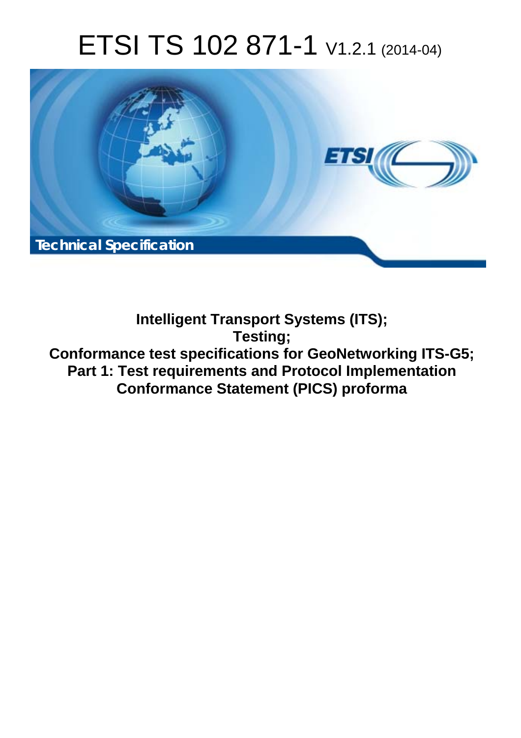# ETSI TS 102 871-1 V1.2.1 (2014-04)

Technical Specification

**Intelligent Transport Systems (ITS);**
**Testing;**
**Conformance test specifications for GeoNetworking ITS-G5;**
**Part 1: Test requirements and Protocol Implementation Conformance Statement (PICS) proforma**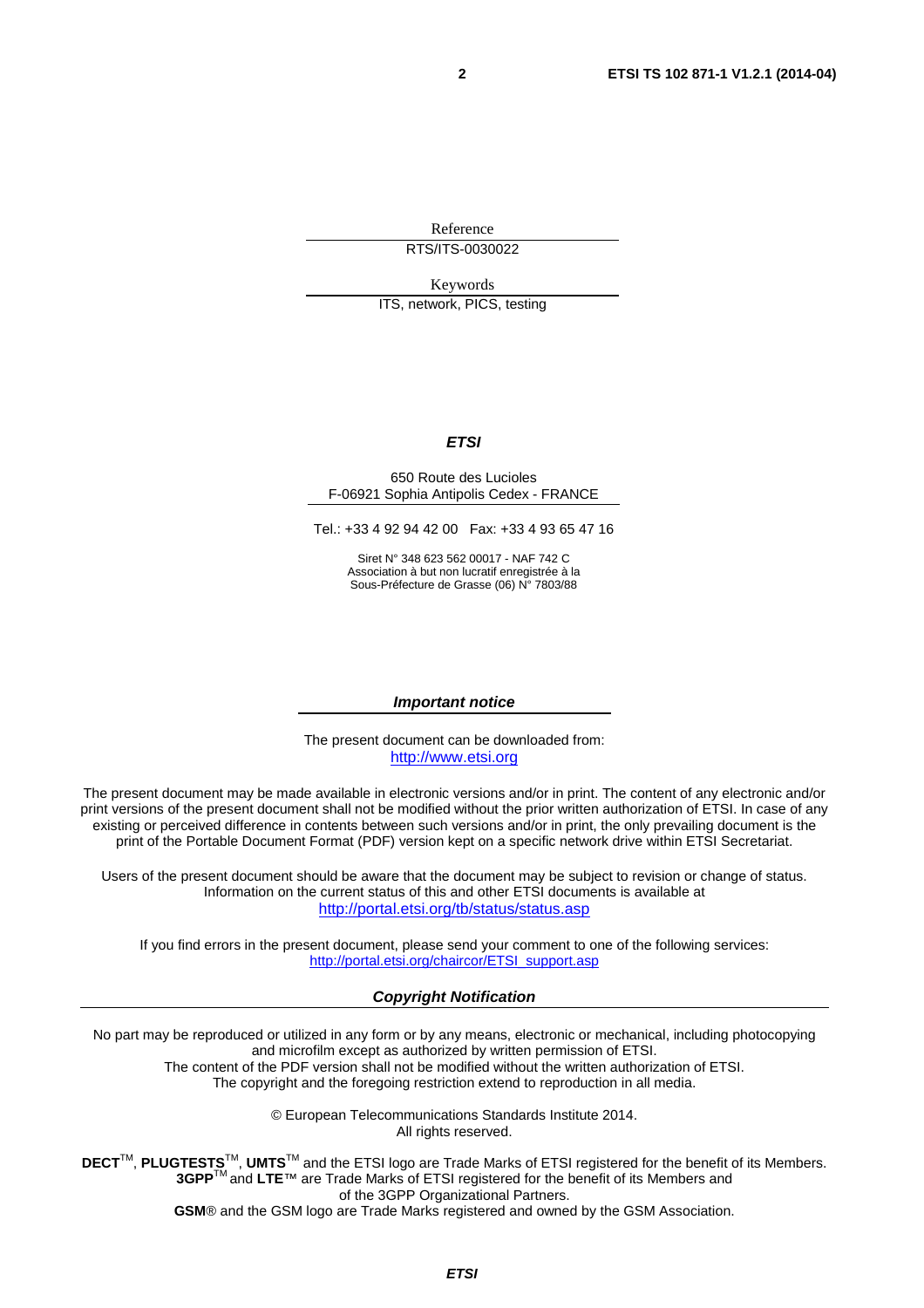Reference

RTS/ITS-0030022

Keywords

ITS, network, PICS, testing

***ETSI***

650 Route des Lucioles
F-06921 Sophia Antipolis Cedex - FRANCE

Tel.: +33 4 92 94 42 00 Fax: +33 4 93 65 47 16

Siret N° 348 623 562 00017 - NAF 742 C
Association à but non lucratif enregistrée à la
Sous-Préfecture de Grasse (06) N° 7803/88

***Important notice***

The present document can be downloaded from:
http://www.etsi.org

The present document may be made available in electronic versions and/or in print. The content of any electronic and/or print versions of the present document shall not be modified without the prior written authorization of ETSI. In case of any existing or perceived difference in contents between such versions and/or in print, the only prevailing document is the print of the Portable Document Format (PDF) version kept on a specific network drive within ETSI Secretariat.

Users of the present document should be aware that the document may be subject to revision or change of status. Information on the current status of this and other ETSI documents is available at
http://portal.etsi.org/tb/status/status.asp

If you find errors in the present document, please send your comment to one of the following services:
http://portal.etsi.org/chaircor/ETSI_support.asp

***Copyright Notification***

No part may be reproduced or utilized in any form or by any means, electronic or mechanical, including photocopying and microfilm except as authorized by written permission of ETSI.
The content of the PDF version shall not be modified without the written authorization of ETSI.
The copyright and the foregoing restriction extend to reproduction in all media.

© European Telecommunications Standards Institute 2014.
All rights reserved.

**DECT**™, **PLUGTESTS**™, **UMTS**™ and the ETSI logo are Trade Marks of ETSI registered for the benefit of its Members.
**3GPP**™ and **LTE**™ are Trade Marks of ETSI registered for the benefit of its Members and of the 3GPP Organizational Partners.
**GSM**® and the GSM logo are Trade Marks registered and owned by the GSM Association.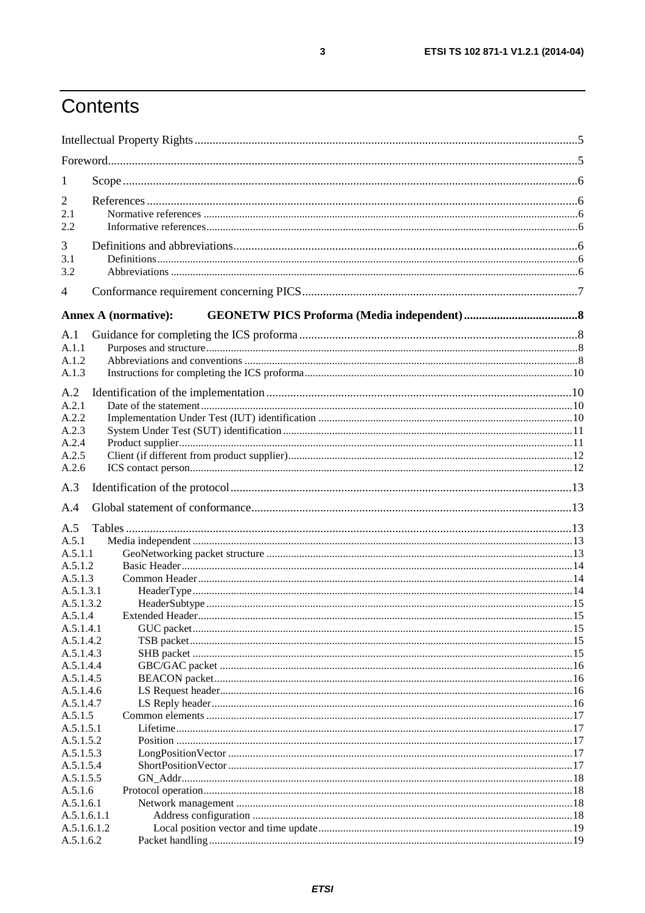# Contents

Intellectual Property Rights ..... 5

Foreword ..... 5

1 Scope ..... 6

2 References ..... 6
- 2.1 Normative references ..... 6
- 2.2 Informative references ..... 6

3 Definitions and abbreviations ..... 6
- 3.1 Definitions ..... 6
- 3.2 Abbreviations ..... 6

4 Conformance requirement concerning PICS ..... 7

**Annex A (normative): GEONETW PICS Proforma (Media independent) ..... 8**

A.1 Guidance for completing the ICS proforma ..... 8
- A.1.1 Purposes and structure ..... 8
- A.1.2 Abbreviations and conventions ..... 8
- A.1.3 Instructions for completing the ICS proforma ..... 10

A.2 Identification of the implementation ..... 10
- A.2.1 Date of the statement ..... 10
- A.2.2 Implementation Under Test (IUT) identification ..... 10
- A.2.3 System Under Test (SUT) identification ..... 11
- A.2.4 Product supplier ..... 11
- A.2.5 Client (if different from product supplier) ..... 12
- A.2.6 ICS contact person ..... 12

A.3 Identification of the protocol ..... 13

A.4 Global statement of conformance ..... 13

A.5 Tables ..... 13
- A.5.1 Media independent ..... 13
- A.5.1.1 GeoNetworking packet structure ..... 13
- A.5.1.2 Basic Header ..... 14
- A.5.1.3 Common Header ..... 14
- A.5.1.3.1 HeaderType ..... 14
- A.5.1.3.2 HeaderSubtype ..... 15
- A.5.1.4 Extended Header ..... 15
- A.5.1.4.1 GUC packet ..... 15
- A.5.1.4.2 TSB packet ..... 15
- A.5.1.4.3 SHB packet ..... 15
- A.5.1.4.4 GBC/GAC packet ..... 16
- A.5.1.4.5 BEACON packet ..... 16
- A.5.1.4.6 LS Request header ..... 16
- A.5.1.4.7 LS Reply header ..... 16
- A.5.1.5 Common elements ..... 17
- A.5.1.5.1 Lifetime ..... 17
- A.5.1.5.2 Position ..... 17
- A.5.1.5.3 LongPositionVector ..... 17
- A.5.1.5.4 ShortPositionVector ..... 17
- A.5.1.5.5 GN_Addr ..... 18
- A.5.1.6 Protocol operation ..... 18
- A.5.1.6.1 Network management ..... 18
- A.5.1.6.1.1 Address configuration ..... 18
- A.5.1.6.1.2 Local position vector and time update ..... 19
- A.5.1.6.2 Packet handling ..... 19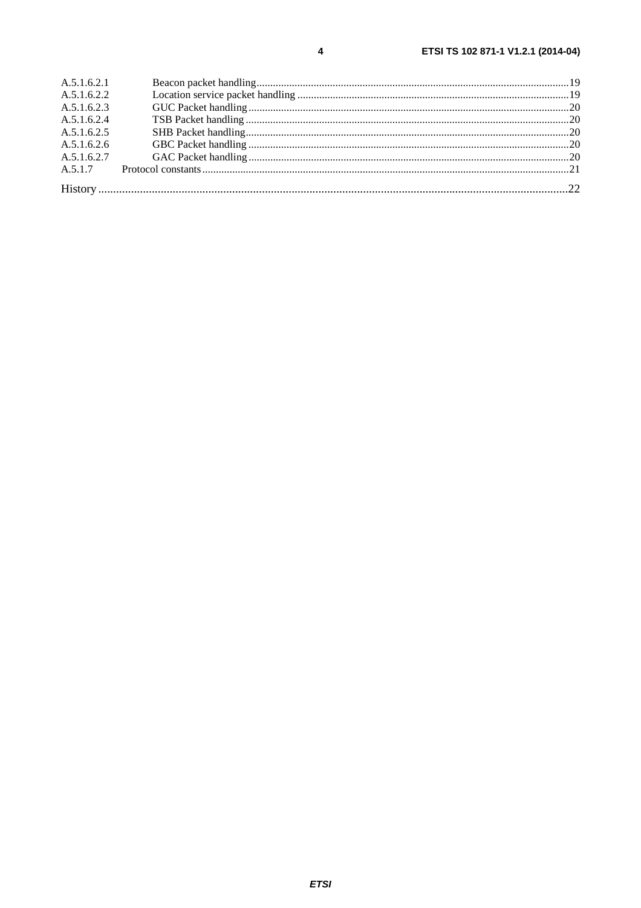A.5.1.6.2.1 Beacon packet handling .......................................................................................................... 19
A.5.1.6.2.2 Location service packet handling .......................................................................................... 19
A.5.1.6.2.3 GUC Packet handling ............................................................................................................ 20
A.5.1.6.2.4 TSB Packet handling ............................................................................................................. 20
A.5.1.6.2.5 SHB Packet handling ............................................................................................................. 20
A.5.1.6.2.6 GBC Packet handling ............................................................................................................ 20
A.5.1.6.2.7 GAC Packet handling ............................................................................................................ 20
A.5.1.7 Protocol constants ........................................................................................................................ 21

History ............................................................................................................................................................ 22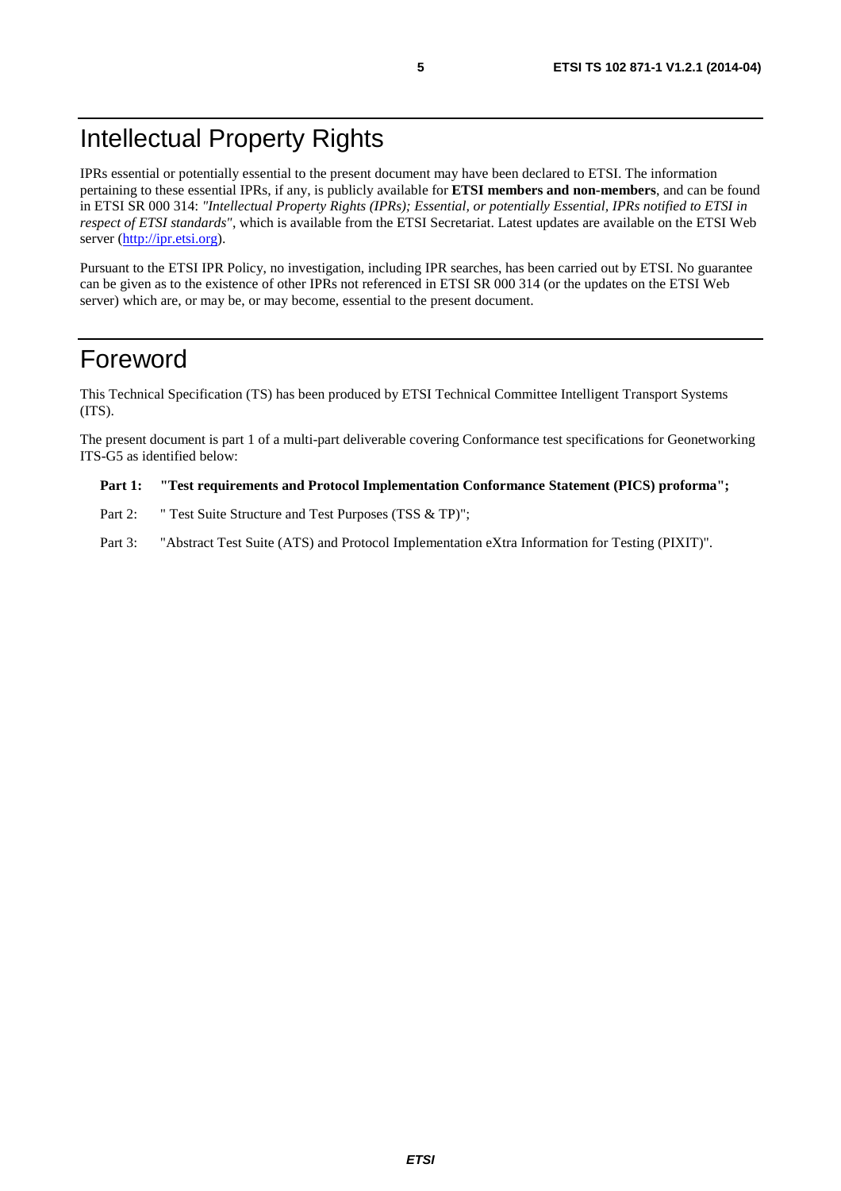# Intellectual Property Rights

IPRs essential or potentially essential to the present document may have been declared to ETSI. The information pertaining to these essential IPRs, if any, is publicly available for **ETSI members and non-members**, and can be found in ETSI SR 000 314: *"Intellectual Property Rights (IPRs); Essential, or potentially Essential, IPRs notified to ETSI in respect of ETSI standards"*, which is available from the ETSI Secretariat. Latest updates are available on the ETSI Web server (http://ipr.etsi.org).

Pursuant to the ETSI IPR Policy, no investigation, including IPR searches, has been carried out by ETSI. No guarantee can be given as to the existence of other IPRs not referenced in ETSI SR 000 314 (or the updates on the ETSI Web server) which are, or may be, or may become, essential to the present document.

# Foreword

This Technical Specification (TS) has been produced by ETSI Technical Committee Intelligent Transport Systems (ITS).

The present document is part 1 of a multi-part deliverable covering Conformance test specifications for Geonetworking ITS-G5 as identified below:

**Part 1: "Test requirements and Protocol Implementation Conformance Statement (PICS) proforma";**

Part 2: " Test Suite Structure and Test Purposes (TSS & TP)";

Part 3: "Abstract Test Suite (ATS) and Protocol Implementation eXtra Information for Testing (PIXIT)".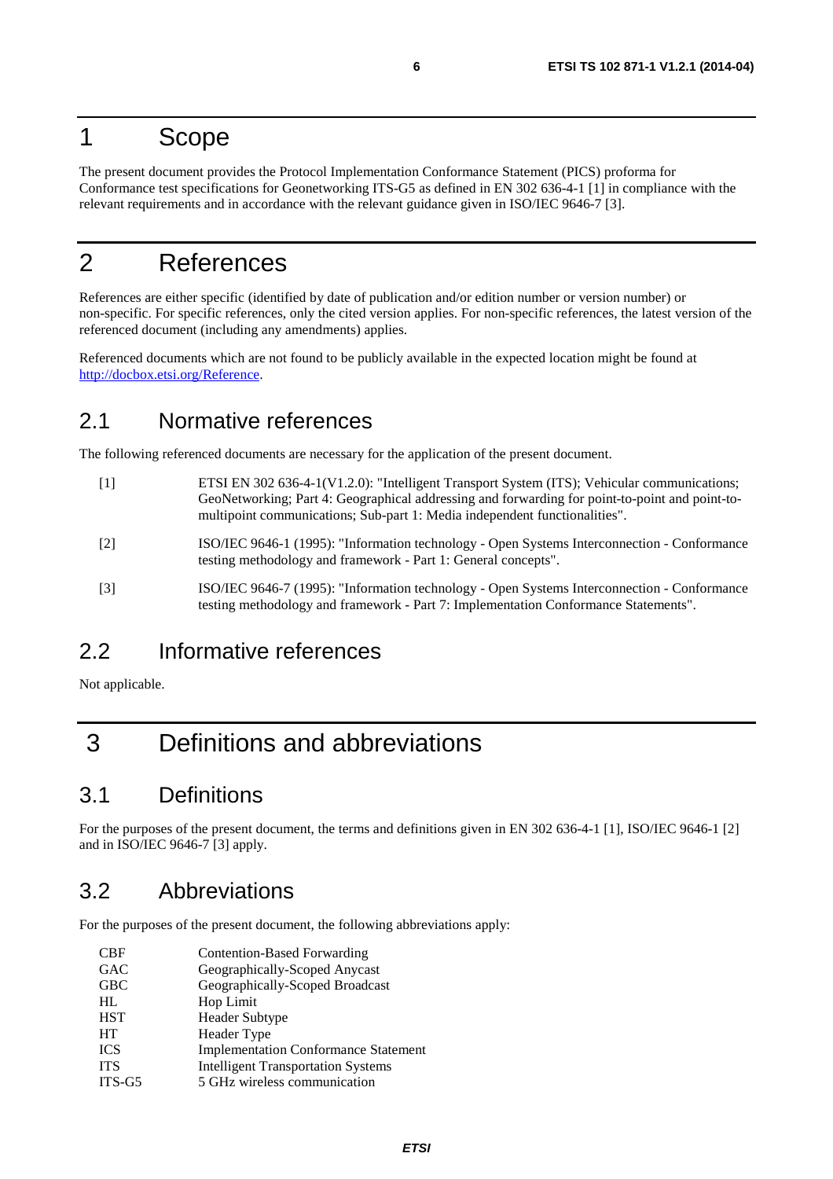# 1 Scope

The present document provides the Protocol Implementation Conformance Statement (PICS) proforma for Conformance test specifications for Geonetworking ITS-G5 as defined in EN 302 636-4-1 [1] in compliance with the relevant requirements and in accordance with the relevant guidance given in ISO/IEC 9646-7 [3].

# 2 References

References are either specific (identified by date of publication and/or edition number or version number) or non-specific. For specific references, only the cited version applies. For non-specific references, the latest version of the referenced document (including any amendments) applies.

Referenced documents which are not found to be publicly available in the expected location might be found at http://docbox.etsi.org/Reference.

## 2.1 Normative references

The following referenced documents are necessary for the application of the present document.

[1] ETSI EN 302 636-4-1(V1.2.0): "Intelligent Transport System (ITS); Vehicular communications; GeoNetworking; Part 4: Geographical addressing and forwarding for point-to-point and point-to-multipoint communications; Sub-part 1: Media independent functionalities".

[2] ISO/IEC 9646-1 (1995): "Information technology - Open Systems Interconnection - Conformance testing methodology and framework - Part 1: General concepts".

[3] ISO/IEC 9646-7 (1995): "Information technology - Open Systems Interconnection - Conformance testing methodology and framework - Part 7: Implementation Conformance Statements".

## 2.2 Informative references

Not applicable.

# 3 Definitions and abbreviations

## 3.1 Definitions

For the purposes of the present document, the terms and definitions given in EN 302 636-4-1 [1], ISO/IEC 9646-1 [2] and in ISO/IEC 9646-7 [3] apply.

## 3.2 Abbreviations

For the purposes of the present document, the following abbreviations apply:

| | |
|---|---|
| CBF | Contention-Based Forwarding |
| GAC | Geographically-Scoped Anycast |
| GBC | Geographically-Scoped Broadcast |
| HL | Hop Limit |
| HST | Header Subtype |
| HT | Header Type |
| ICS | Implementation Conformance Statement |
| ITS | Intelligent Transportation Systems |
| ITS-G5 | 5 GHz wireless communication |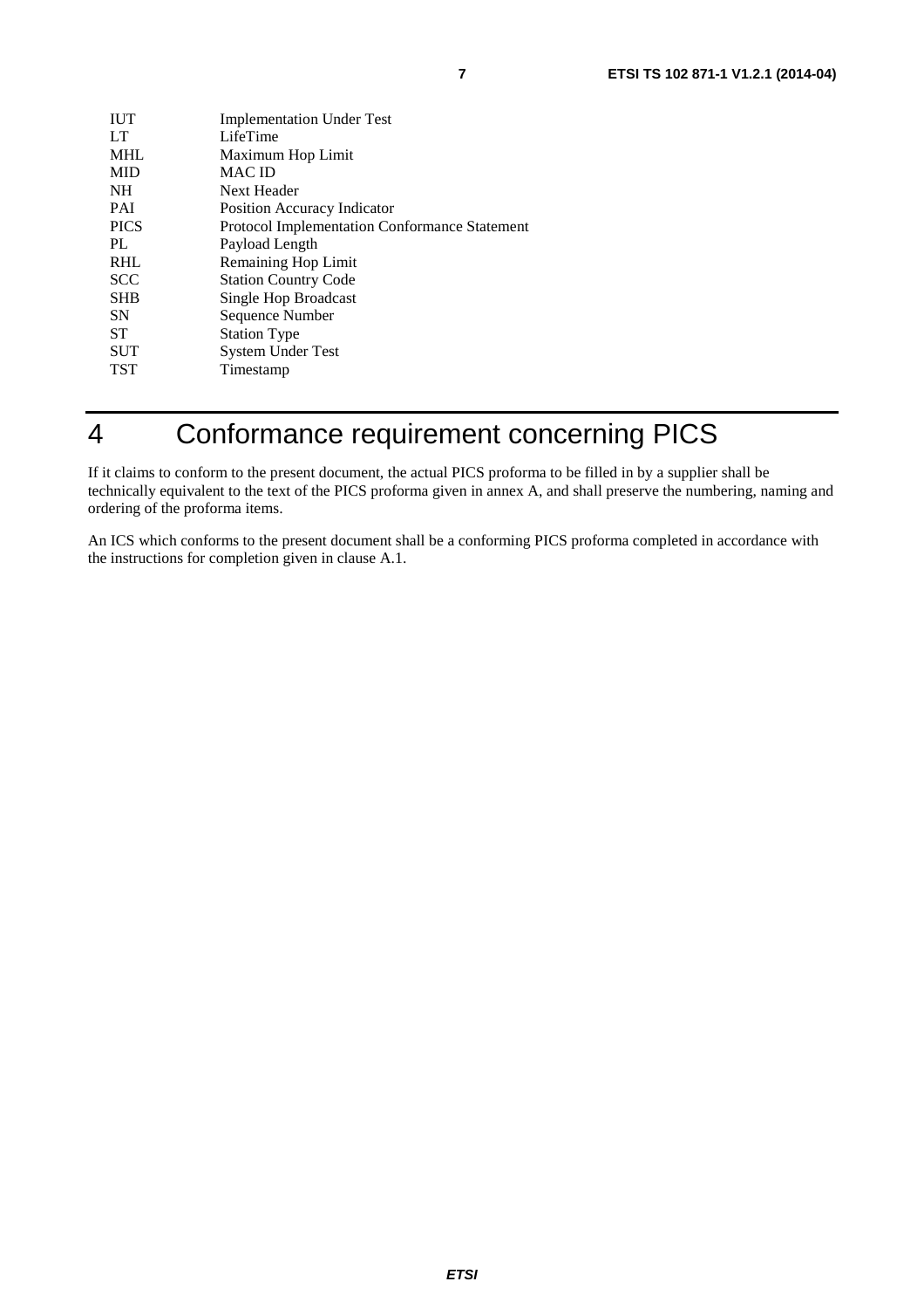| | |
|---|---|
| IUT | Implementation Under Test |
| LT | LifeTime |
| MHL | Maximum Hop Limit |
| MID | MAC ID |
| NH | Next Header |
| PAI | Position Accuracy Indicator |
| PICS | Protocol Implementation Conformance Statement |
| PL | Payload Length |
| RHL | Remaining Hop Limit |
| SCC | Station Country Code |
| SHB | Single Hop Broadcast |
| SN | Sequence Number |
| ST | Station Type |
| SUT | System Under Test |
| TST | Timestamp |

# 4 Conformance requirement concerning PICS

If it claims to conform to the present document, the actual PICS proforma to be filled in by a supplier shall be technically equivalent to the text of the PICS proforma given in annex A, and shall preserve the numbering, naming and ordering of the proforma items.

An ICS which conforms to the present document shall be a conforming PICS proforma completed in accordance with the instructions for completion given in clause A.1.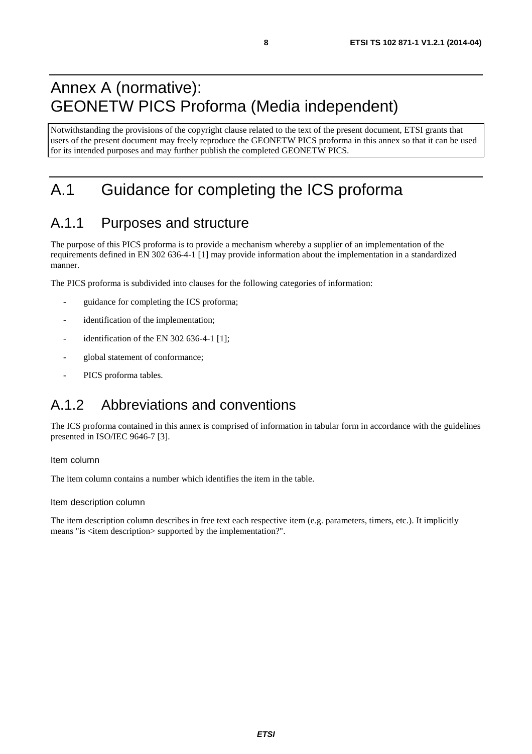# Annex A (normative): GEONETW PICS Proforma (Media independent)

Notwithstanding the provisions of the copyright clause related to the text of the present document, ETSI grants that users of the present document may freely reproduce the GEONETW PICS proforma in this annex so that it can be used for its intended purposes and may further publish the completed GEONETW PICS.

# A.1 Guidance for completing the ICS proforma

## A.1.1 Purposes and structure

The purpose of this PICS proforma is to provide a mechanism whereby a supplier of an implementation of the requirements defined in EN 302 636-4-1 [1] may provide information about the implementation in a standardized manner.

The PICS proforma is subdivided into clauses for the following categories of information:

- guidance for completing the ICS proforma;
- identification of the implementation;
- identification of the EN 302 636-4-1 [1];
- global statement of conformance;
- PICS proforma tables.

## A.1.2 Abbreviations and conventions

The ICS proforma contained in this annex is comprised of information in tabular form in accordance with the guidelines presented in ISO/IEC 9646-7 [3].

#### Item column

The item column contains a number which identifies the item in the table.

#### Item description column

The item description column describes in free text each respective item (e.g. parameters, timers, etc.). It implicitly means "is <item description> supported by the implementation?".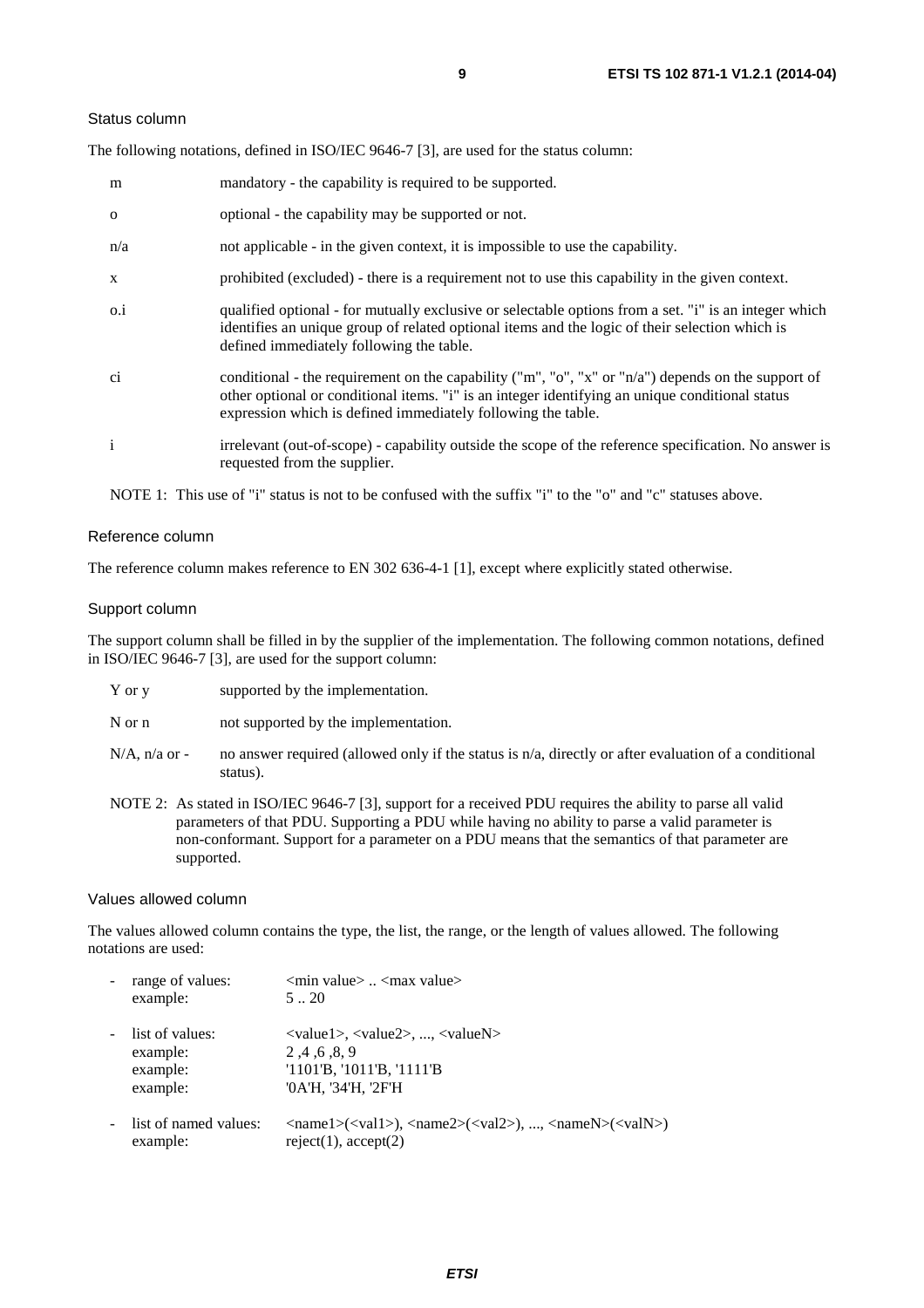Status column

The following notations, defined in ISO/IEC 9646-7 [3], are used for the status column:

| | |
|---|---|
| m | mandatory - the capability is required to be supported. |
| o | optional - the capability may be supported or not. |
| n/a | not applicable - in the given context, it is impossible to use the capability. |
| x | prohibited (excluded) - there is a requirement not to use this capability in the given context. |
| o.i | qualified optional - for mutually exclusive or selectable options from a set. "i" is an integer which identifies an unique group of related optional items and the logic of their selection which is defined immediately following the table. |
| ci | conditional - the requirement on the capability ("m", "o", "x" or "n/a") depends on the support of other optional or conditional items. "i" is an integer identifying an unique conditional status expression which is defined immediately following the table. |
| i | irrelevant (out-of-scope) - capability outside the scope of the reference specification. No answer is requested from the supplier. |

NOTE 1: This use of "i" status is not to be confused with the suffix "i" to the "o" and "c" statuses above.

Reference column

The reference column makes reference to EN 302 636-4-1 [1], except where explicitly stated otherwise.

Support column

The support column shall be filled in by the supplier of the implementation. The following common notations, defined in ISO/IEC 9646-7 [3], are used for the support column:

| | |
|---|---|
| Y or y | supported by the implementation. |
| N or n | not supported by the implementation. |
| N/A, n/a or - | no answer required (allowed only if the status is n/a, directly or after evaluation of a conditional status). |

NOTE 2: As stated in ISO/IEC 9646-7 [3], support for a received PDU requires the ability to parse all valid parameters of that PDU. Supporting a PDU while having no ability to parse a valid parameter is non-conformant. Support for a parameter on a PDU means that the semantics of that parameter are supported.

Values allowed column

The values allowed column contains the type, the list, the range, or the length of values allowed. The following notations are used:

- range of values: <min value> .. <max value>
  example: 5 .. 20
- list of values: <value1>, <value2>, ..., <valueN>
  example: 2 ,4 ,6 ,8, 9
  example: '1101'B, '1011'B, '1111'B
  example: '0A'H, '34'H, '2F'H
- list of named values: <name1>(<val1>), <name2>(<val2>), ..., <nameN>(<valN>)
  example: reject(1), accept(2)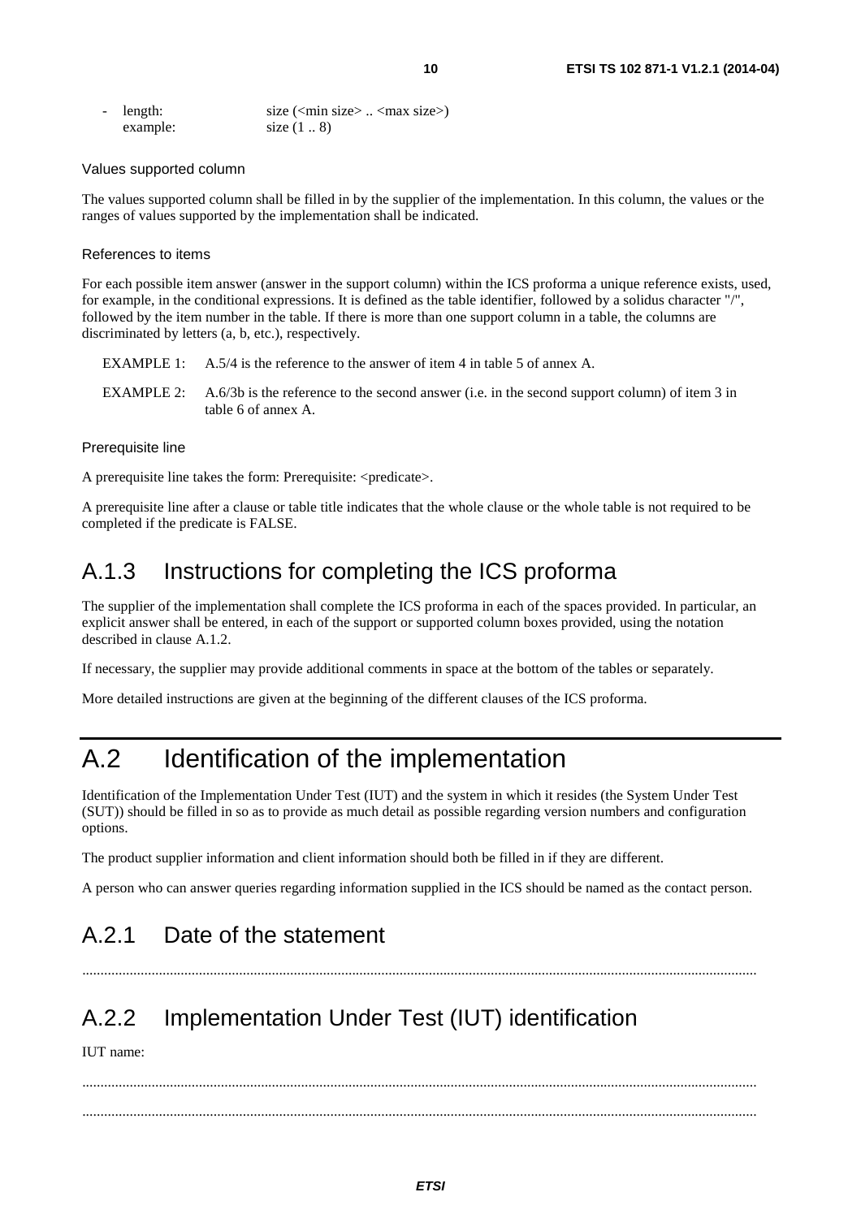- length: size (<min size> .. <max size>)
  example: size (1 .. 8)

Values supported column

The values supported column shall be filled in by the supplier of the implementation. In this column, the values or the ranges of values supported by the implementation shall be indicated.

References to items

For each possible item answer (answer in the support column) within the ICS proforma a unique reference exists, used, for example, in the conditional expressions. It is defined as the table identifier, followed by a solidus character "/", followed by the item number in the table. If there is more than one support column in a table, the columns are discriminated by letters (a, b, etc.), respectively.

EXAMPLE 1: A.5/4 is the reference to the answer of item 4 in table 5 of annex A.

EXAMPLE 2: A.6/3b is the reference to the second answer (i.e. in the second support column) of item 3 in table 6 of annex A.

Prerequisite line

A prerequisite line takes the form: Prerequisite: <predicate>.

A prerequisite line after a clause or table title indicates that the whole clause or the whole table is not required to be completed if the predicate is FALSE.

## A.1.3 Instructions for completing the ICS proforma

The supplier of the implementation shall complete the ICS proforma in each of the spaces provided. In particular, an explicit answer shall be entered, in each of the support or supported column boxes provided, using the notation described in clause A.1.2.

If necessary, the supplier may provide additional comments in space at the bottom of the tables or separately.

More detailed instructions are given at the beginning of the different clauses of the ICS proforma.

# A.2 Identification of the implementation

Identification of the Implementation Under Test (IUT) and the system in which it resides (the System Under Test (SUT)) should be filled in so as to provide as much detail as possible regarding version numbers and configuration options.

The product supplier information and client information should both be filled in if they are different.

A person who can answer queries regarding information supplied in the ICS should be named as the contact person.

## A.2.1 Date of the statement

.........................................................................................................................................................................

## A.2.2 Implementation Under Test (IUT) identification

IUT name:

.........................................................................................................................................................................

.........................................................................................................................................................................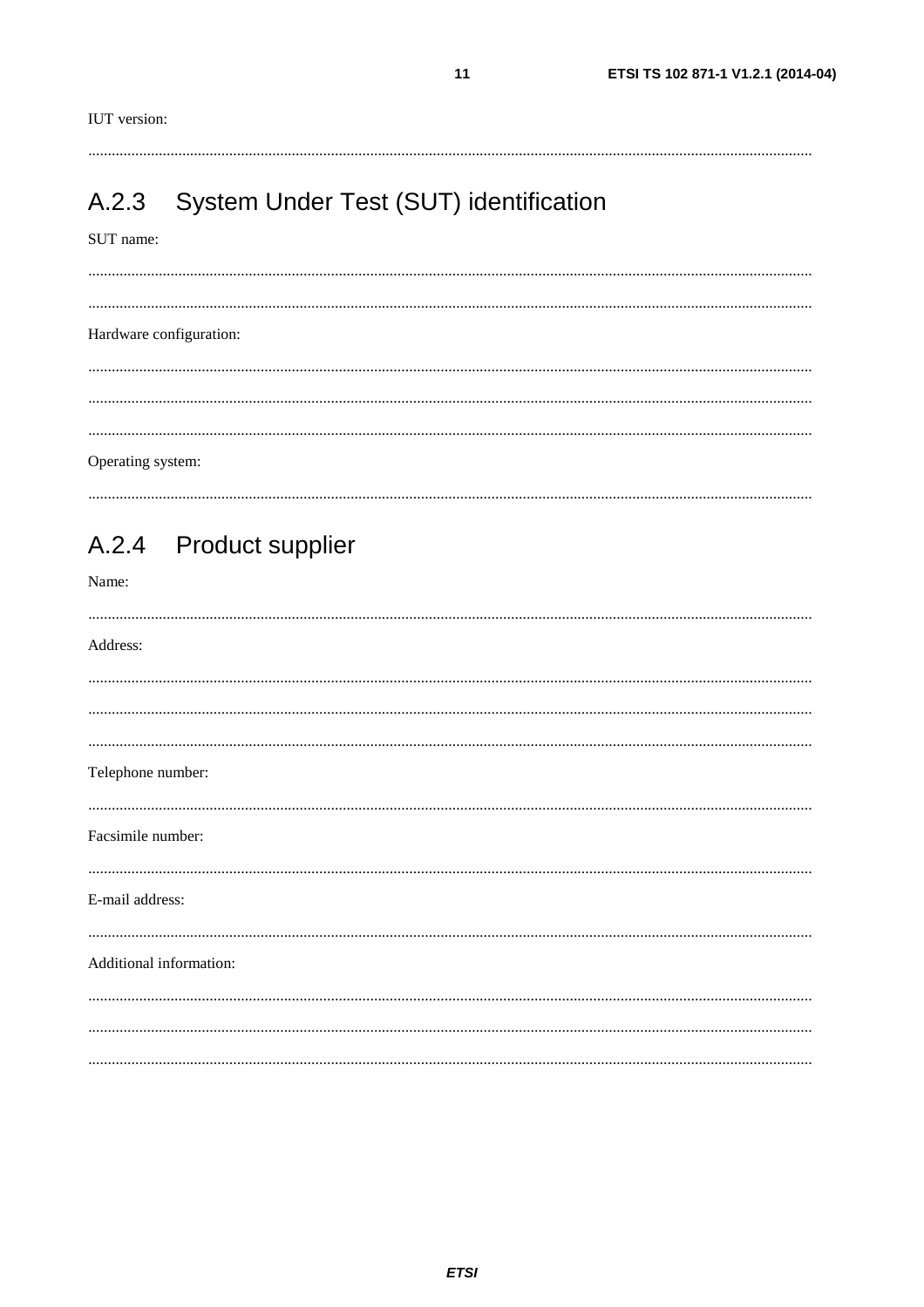IUT version:

.......................................................................................................................................................................

## A.2.3 System Under Test (SUT) identification

SUT name:

.......................................................................................................................................................................

.......................................................................................................................................................................

Hardware configuration:

.......................................................................................................................................................................

.......................................................................................................................................................................

.......................................................................................................................................................................

Operating system:

.......................................................................................................................................................................

## A.2.4 Product supplier

Name:

.......................................................................................................................................................................

Address:

.......................................................................................................................................................................

.......................................................................................................................................................................

.......................................................................................................................................................................

Telephone number:

.......................................................................................................................................................................

Facsimile number:

.......................................................................................................................................................................

E-mail address:

.......................................................................................................................................................................

Additional information:

.......................................................................................................................................................................

.......................................................................................................................................................................

.......................................................................................................................................................................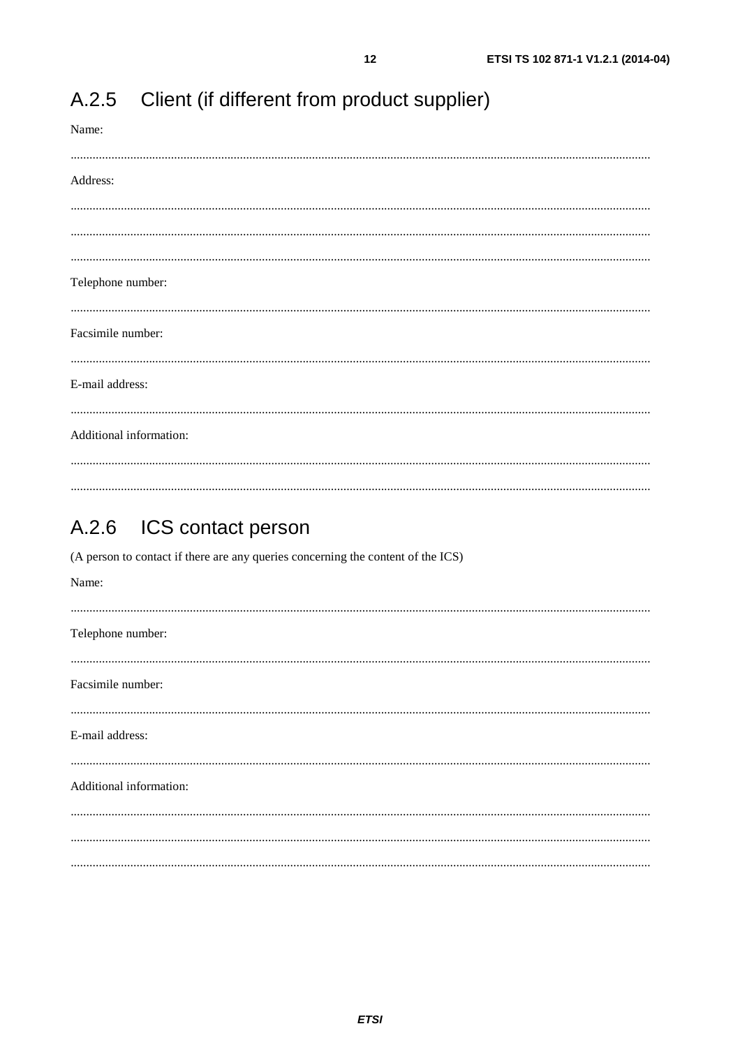## A.2.5 Client (if different from product supplier)

Name:

.......................................................................................................................................................................

Address:

.......................................................................................................................................................................

.......................................................................................................................................................................

.......................................................................................................................................................................

Telephone number:

.......................................................................................................................................................................

Facsimile number:

.......................................................................................................................................................................

E-mail address:

.......................................................................................................................................................................

Additional information:

.......................................................................................................................................................................

.......................................................................................................................................................................

## A.2.6 ICS contact person

(A person to contact if there are any queries concerning the content of the ICS)

Name:

.......................................................................................................................................................................

Telephone number:

.......................................................................................................................................................................

Facsimile number:

.......................................................................................................................................................................

E-mail address:

.......................................................................................................................................................................

Additional information:

.......................................................................................................................................................................

.......................................................................................................................................................................

.......................................................................................................................................................................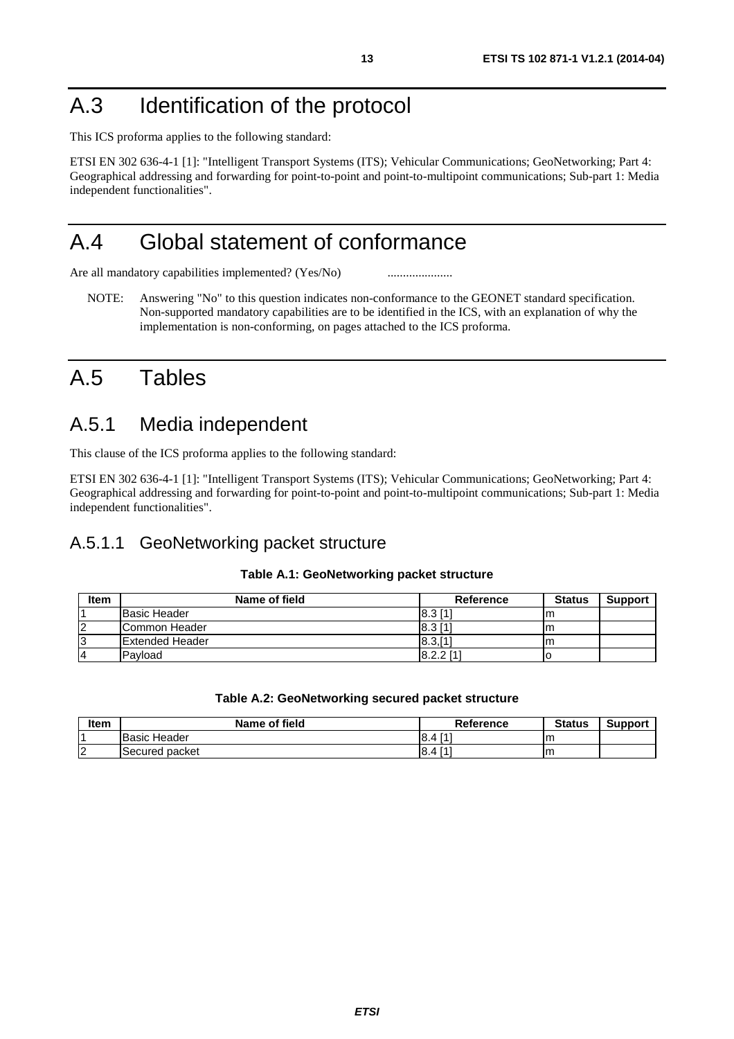# A.3 Identification of the protocol

This ICS proforma applies to the following standard:

ETSI EN 302 636-4-1 [1]: "Intelligent Transport Systems (ITS); Vehicular Communications; GeoNetworking; Part 4: Geographical addressing and forwarding for point-to-point and point-to-multipoint communications; Sub-part 1: Media independent functionalities".

# A.4 Global statement of conformance

Are all mandatory capabilities implemented? (Yes/No) .....................

NOTE: Answering "No" to this question indicates non-conformance to the GEONET standard specification. Non-supported mandatory capabilities are to be identified in the ICS, with an explanation of why the implementation is non-conforming, on pages attached to the ICS proforma.

# A.5 Tables

## A.5.1 Media independent

This clause of the ICS proforma applies to the following standard:

ETSI EN 302 636-4-1 [1]: "Intelligent Transport Systems (ITS); Vehicular Communications; GeoNetworking; Part 4: Geographical addressing and forwarding for point-to-point and point-to-multipoint communications; Sub-part 1: Media independent functionalities".

### A.5.1.1 GeoNetworking packet structure

**Table A.1: GeoNetworking packet structure**

| Item | Name of field | Reference | Status | Support |
|---|---|---|---|---|
| 1 | Basic Header | 8.3 [1] | m | |
| 2 | Common Header | 8.3 [1] | m | |
| 3 | Extended Header | 8.3,[1] | m | |
| 4 | Payload | 8.2.2 [1] | o | |

**Table A.2: GeoNetworking secured packet structure**

| Item | Name of field | Reference | Status | Support |
|---|---|---|---|---|
| 1 | Basic Header | 8.4 [1] | m | |
| 2 | Secured packet | 8.4 [1] | m | |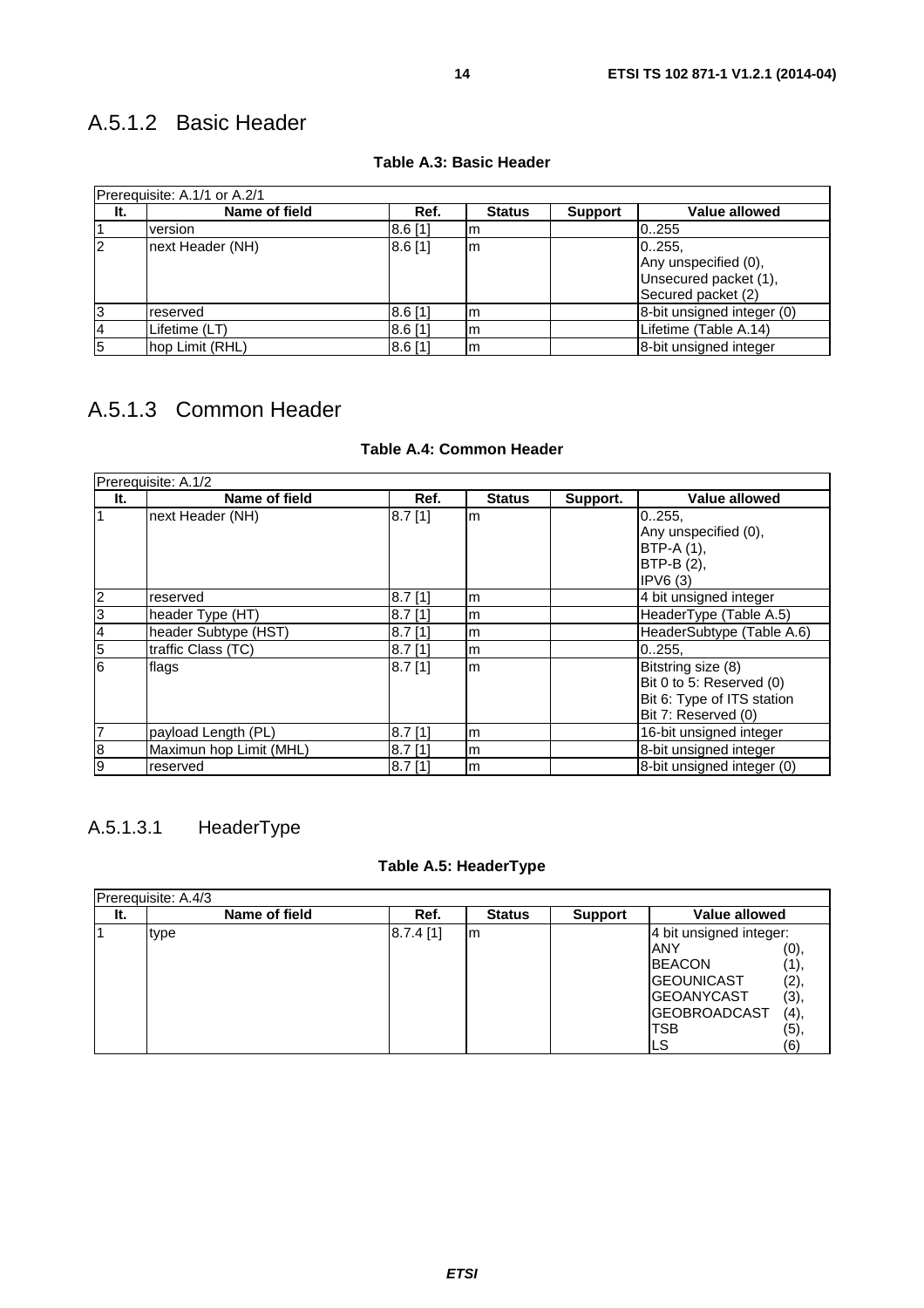### A.5.1.2 Basic Header

**Table A.3: Basic Header**

| Prerequisite: A.1/1 or A.2/1 | | | | | |
|---|---|---|---|---|---|
| **It.** | **Name of field** | **Ref.** | **Status** | **Support** | **Value allowed** |
| 1 | version | 8.6 [1] | m | | 0..255 |
| 2 | next Header (NH) | 8.6 [1] | m | | 0..255,<br>Any unspecified (0),<br>Unsecured packet (1),<br>Secured packet (2) |
| 3 | reserved | 8.6 [1] | m | | 8-bit unsigned integer (0) |
| 4 | Lifetime (LT) | 8.6 [1] | m | | Lifetime (Table A.14) |
| 5 | hop Limit (RHL) | 8.6 [1] | m | | 8-bit unsigned integer |

### A.5.1.3 Common Header

**Table A.4: Common Header**

| Prerequisite: A.1/2 | | | | | |
|---|---|---|---|---|---|
| **It.** | **Name of field** | **Ref.** | **Status** | **Support.** | **Value allowed** |
| 1 | next Header (NH) | 8.7 [1] | m | | 0..255,<br>Any unspecified (0),<br>BTP-A (1),<br>BTP-B (2),<br>IPV6 (3) |
| 2 | reserved | 8.7 [1] | m | | 4 bit unsigned integer |
| 3 | header Type (HT) | 8.7 [1] | m | | HeaderType (Table A.5) |
| 4 | header Subtype (HST) | 8.7 [1] | m | | HeaderSubtype (Table A.6) |
| 5 | traffic Class (TC) | 8.7 [1] | m | | 0..255, |
| 6 | flags | 8.7 [1] | m | | Bitstring size (8)<br>Bit 0 to 5: Reserved (0)<br>Bit 6: Type of ITS station<br>Bit 7: Reserved (0) |
| 7 | payload Length (PL) | 8.7 [1] | m | | 16-bit unsigned integer |
| 8 | Maximun hop Limit (MHL) | 8.7 [1] | m | | 8-bit unsigned integer |
| 9 | reserved | 8.7 [1] | m | | 8-bit unsigned integer (0) |

#### A.5.1.3.1 HeaderType

**Table A.5: HeaderType**

| Prerequisite: A.4/3 | | | | | |
|---|---|---|---|---|---|
| **It.** | **Name of field** | **Ref.** | **Status** | **Support** | **Value allowed** |
| 1 | type | 8.7.4 [1] | m | | 4 bit unsigned integer:<br>ANY (0),<br>BEACON (1),<br>GEOUNICAST (2),<br>GEOANYCAST (3),<br>GEOBROADCAST (4),<br>TSB (5),<br>LS (6) |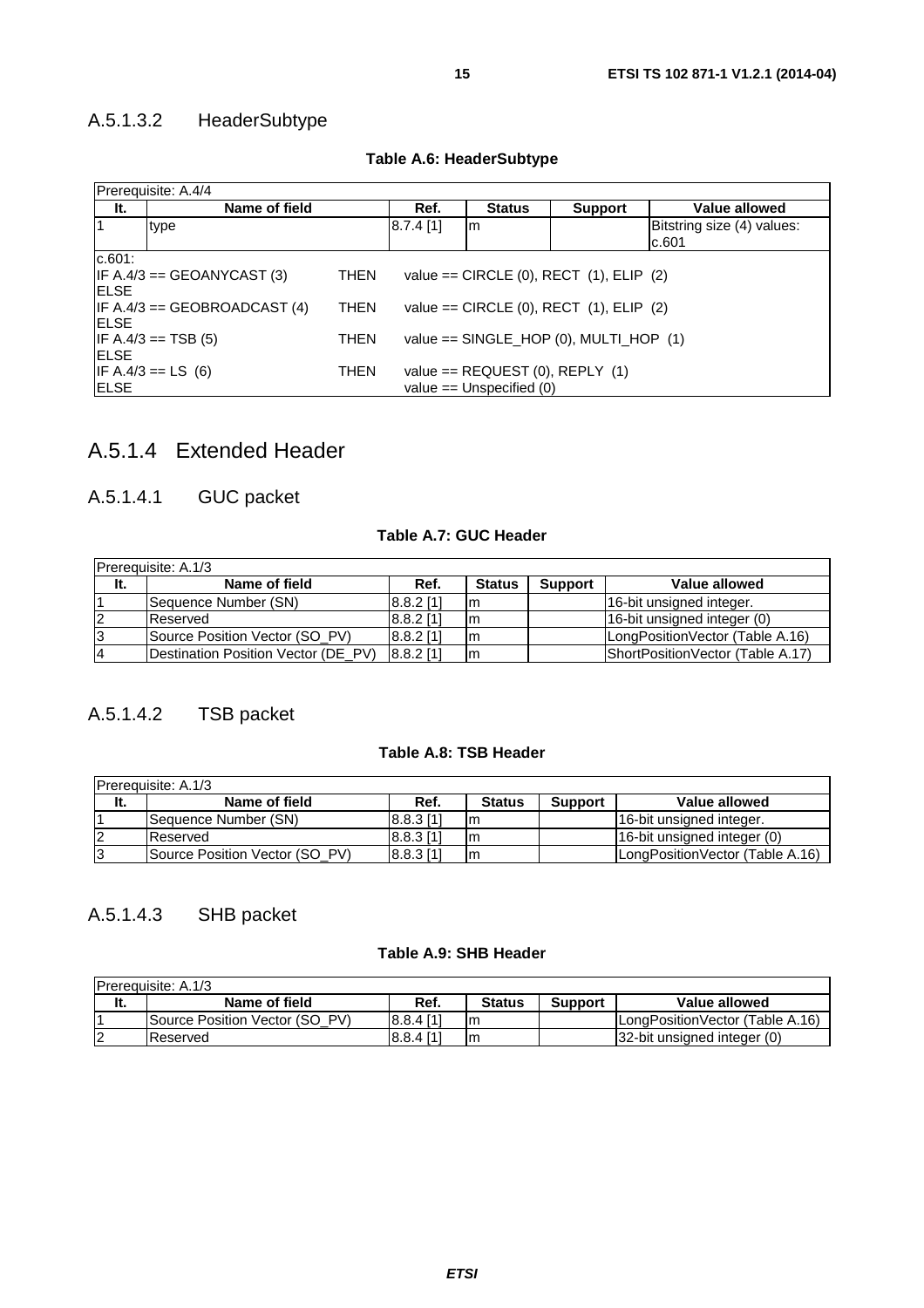#### A.5.1.3.2 HeaderSubtype

**Table A.6: HeaderSubtype**

| Prerequisite: A.4/4 | | | | | |
|---|---|---|---|---|---|
| **It.** | **Name of field** | **Ref.** | **Status** | **Support** | **Value allowed** |
| 1 | type | 8.7.4 [1] | m | | Bitstring size (4) values: c.601 |

c.601:
IF A.4/3 == GEOANYCAST (3) THEN value == CIRCLE (0), RECT (1), ELIP (2)
ELSE
IF A.4/3 == GEOBROADCAST (4) THEN value == CIRCLE (0), RECT (1), ELIP (2)
ELSE
IF A.4/3 == TSB (5) THEN value == SINGLE_HOP (0), MULTI_HOP (1)
ELSE
IF A.4/3 == LS (6) THEN value == REQUEST (0), REPLY (1)
ELSE value == Unspecified (0)

### A.5.1.4 Extended Header

#### A.5.1.4.1 GUC packet

**Table A.7: GUC Header**

| Prerequisite: A.1/3 | | | | | |
|---|---|---|---|---|---|
| **It.** | **Name of field** | **Ref.** | **Status** | **Support** | **Value allowed** |
| 1 | Sequence Number (SN) | 8.8.2 [1] | m | | 16-bit unsigned integer. |
| 2 | Reserved | 8.8.2 [1] | m | | 16-bit unsigned integer (0) |
| 3 | Source Position Vector (SO_PV) | 8.8.2 [1] | m | | LongPositionVector (Table A.16) |
| 4 | Destination Position Vector (DE_PV) | 8.8.2 [1] | m | | ShortPositionVector (Table A.17) |

#### A.5.1.4.2 TSB packet

**Table A.8: TSB Header**

| Prerequisite: A.1/3 | | | | | |
|---|---|---|---|---|---|
| **It.** | **Name of field** | **Ref.** | **Status** | **Support** | **Value allowed** |
| 1 | Sequence Number (SN) | 8.8.3 [1] | m | | 16-bit unsigned integer. |
| 2 | Reserved | 8.8.3 [1] | m | | 16-bit unsigned integer (0) |
| 3 | Source Position Vector (SO_PV) | 8.8.3 [1] | m | | LongPositionVector (Table A.16) |

#### A.5.1.4.3 SHB packet

**Table A.9: SHB Header**

| Prerequisite: A.1/3 | | | | | |
|---|---|---|---|---|---|
| **It.** | **Name of field** | **Ref.** | **Status** | **Support** | **Value allowed** |
| 1 | Source Position Vector (SO_PV) | 8.8.4 [1] | m | | LongPositionVector (Table A.16) |
| 2 | Reserved | 8.8.4 [1] | m | | 32-bit unsigned integer (0) |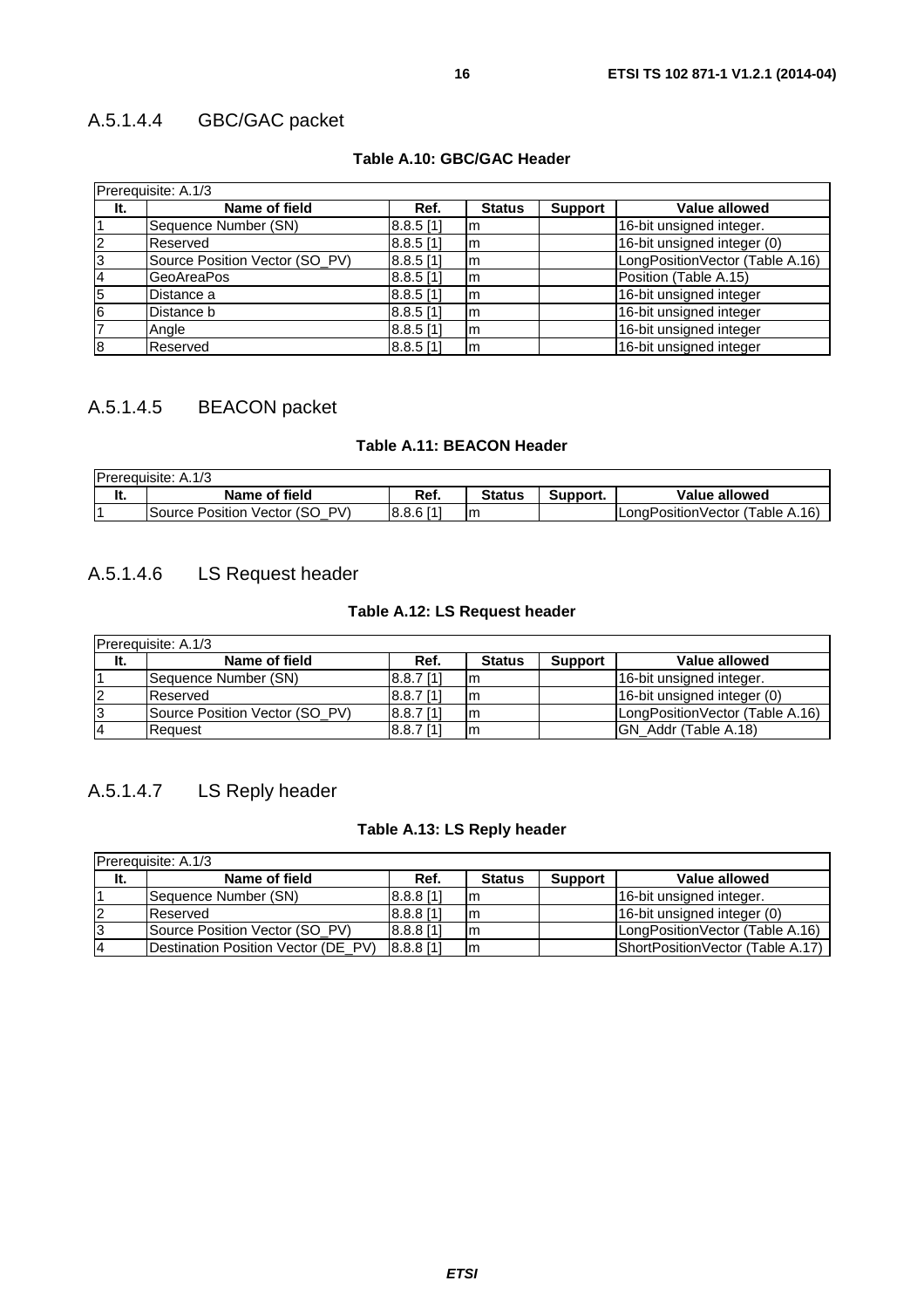#### A.5.1.4.4 GBC/GAC packet

**Table A.10: GBC/GAC Header**

| Prerequisite: A.1/3 | | | | | |
|---|---|---|---|---|---|
| **It.** | **Name of field** | **Ref.** | **Status** | **Support** | **Value allowed** |
| 1 | Sequence Number (SN) | 8.8.5 [1] | m | | 16-bit unsigned integer. |
| 2 | Reserved | 8.8.5 [1] | m | | 16-bit unsigned integer (0) |
| 3 | Source Position Vector (SO_PV) | 8.8.5 [1] | m | | LongPositionVector (Table A.16) |
| 4 | GeoAreaPos | 8.8.5 [1] | m | | Position (Table A.15) |
| 5 | Distance a | 8.8.5 [1] | m | | 16-bit unsigned integer |
| 6 | Distance b | 8.8.5 [1] | m | | 16-bit unsigned integer |
| 7 | Angle | 8.8.5 [1] | m | | 16-bit unsigned integer |
| 8 | Reserved | 8.8.5 [1] | m | | 16-bit unsigned integer |

#### A.5.1.4.5 BEACON packet

**Table A.11: BEACON Header**

| Prerequisite: A.1/3 | | | | | |
|---|---|---|---|---|---|
| **It.** | **Name of field** | **Ref.** | **Status** | **Support.** | **Value allowed** |
| 1 | Source Position Vector (SO_PV) | 8.8.6 [1] | m | | LongPositionVector (Table A.16) |

#### A.5.1.4.6 LS Request header

**Table A.12: LS Request header**

| Prerequisite: A.1/3 | | | | | |
|---|---|---|---|---|---|
| **It.** | **Name of field** | **Ref.** | **Status** | **Support** | **Value allowed** |
| 1 | Sequence Number (SN) | 8.8.7 [1] | m | | 16-bit unsigned integer. |
| 2 | Reserved | 8.8.7 [1] | m | | 16-bit unsigned integer (0) |
| 3 | Source Position Vector (SO_PV) | 8.8.7 [1] | m | | LongPositionVector (Table A.16) |
| 4 | Request | 8.8.7 [1] | m | | GN_Addr (Table A.18) |

#### A.5.1.4.7 LS Reply header

**Table A.13: LS Reply header**

| Prerequisite: A.1/3 | | | | | |
|---|---|---|---|---|---|
| **It.** | **Name of field** | **Ref.** | **Status** | **Support** | **Value allowed** |
| 1 | Sequence Number (SN) | 8.8.8 [1] | m | | 16-bit unsigned integer. |
| 2 | Reserved | 8.8.8 [1] | m | | 16-bit unsigned integer (0) |
| 3 | Source Position Vector (SO_PV) | 8.8.8 [1] | m | | LongPositionVector (Table A.16) |
| 4 | Destination Position Vector (DE_PV) | 8.8.8 [1] | m | | ShortPositionVector (Table A.17) |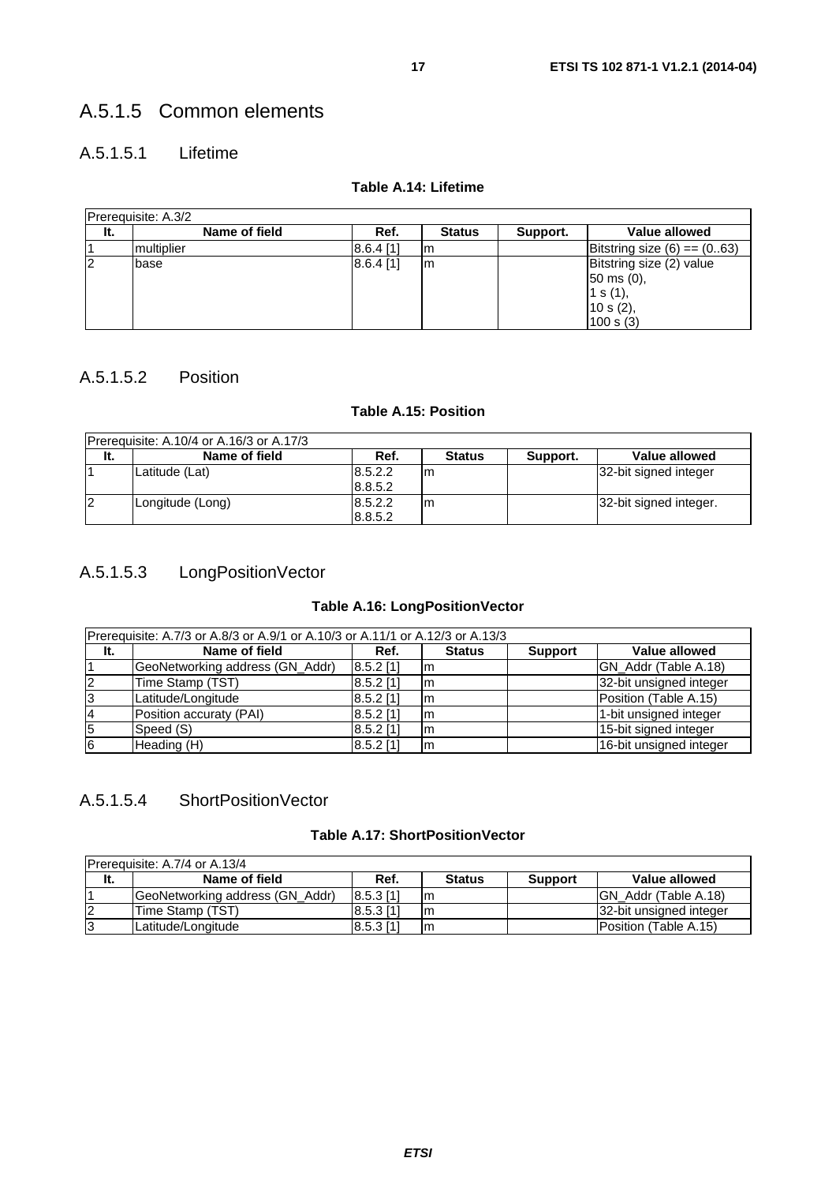## A.5.1.5 Common elements

### A.5.1.5.1 Lifetime

**Table A.14: Lifetime**

| Prerequisite: A.3/2 | | | | | |
|---|---|---|---|---|---|
| **It.** | **Name of field** | **Ref.** | **Status** | **Support.** | **Value allowed** |
| 1 | multiplier | 8.6.4 [1] | m | | Bitstring size (6) == (0..63) |
| 2 | base | 8.6.4 [1] | m | | Bitstring size (2) value<br>50 ms (0),<br>1 s (1),<br>10 s (2),<br>100 s (3) |

### A.5.1.5.2 Position

**Table A.15: Position**

| Prerequisite: A.10/4 or A.16/3 or A.17/3 | | | | | |
|---|---|---|---|---|---|
| **It.** | **Name of field** | **Ref.** | **Status** | **Support.** | **Value allowed** |
| 1 | Latitude (Lat) | 8.5.2.2<br>8.8.5.2 | m | | 32-bit signed integer |
| 2 | Longitude (Long) | 8.5.2.2<br>8.8.5.2 | m | | 32-bit signed integer. |

### A.5.1.5.3 LongPositionVector

**Table A.16: LongPositionVector**

| Prerequisite: A.7/3 or A.8/3 or A.9/1 or A.10/3 or A.11/1 or A.12/3 or A.13/3 | | | | | |
|---|---|---|---|---|---|
| **It.** | **Name of field** | **Ref.** | **Status** | **Support** | **Value allowed** |
| 1 | GeoNetworking address (GN_Addr) | 8.5.2 [1] | m | | GN_Addr (Table A.18) |
| 2 | Time Stamp (TST) | 8.5.2 [1] | m | | 32-bit unsigned integer |
| 3 | Latitude/Longitude | 8.5.2 [1] | m | | Position (Table A.15) |
| 4 | Position accuraty (PAI) | 8.5.2 [1] | m | | 1-bit unsigned integer |
| 5 | Speed (S) | 8.5.2 [1] | m | | 15-bit signed integer |
| 6 | Heading (H) | 8.5.2 [1] | m | | 16-bit unsigned integer |

### A.5.1.5.4 ShortPositionVector

**Table A.17: ShortPositionVector**

| Prerequisite: A.7/4 or A.13/4 | | | | | |
|---|---|---|---|---|---|
| **It.** | **Name of field** | **Ref.** | **Status** | **Support** | **Value allowed** |
| 1 | GeoNetworking address (GN_Addr) | 8.5.3 [1] | m | | GN_Addr (Table A.18) |
| 2 | Time Stamp (TST) | 8.5.3 [1] | m | | 32-bit unsigned integer |
| 3 | Latitude/Longitude | 8.5.3 [1] | m | | Position (Table A.15) |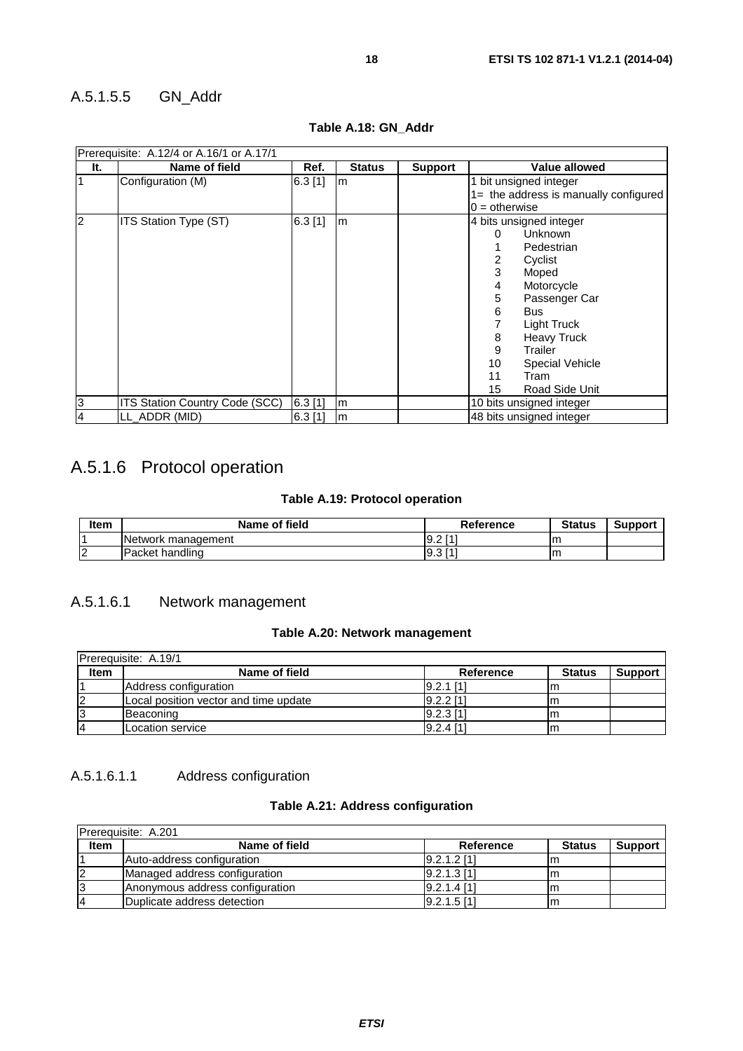#### A.5.1.5.5 GN_Addr

**Table A.18: GN_Addr**

| Prerequisite: A.12/4 or A.16/1 or A.17/1 | | | | | |
|---|---|---|---|---|---|
| **It.** | **Name of field** | **Ref.** | **Status** | **Support** | **Value allowed** |
| 1 | Configuration (M) | 6.3 [1] | m | | 1 bit unsigned integer<br>1= the address is manually configured<br>0 = otherwise |
| 2 | ITS Station Type (ST) | 6.3 [1] | m | | 4 bits unsigned integer<br>0 Unknown<br>1 Pedestrian<br>2 Cyclist<br>3 Moped<br>4 Motorcycle<br>5 Passenger Car<br>6 Bus<br>7 Light Truck<br>8 Heavy Truck<br>9 Trailer<br>10 Special Vehicle<br>11 Tram<br>15 Road Side Unit |
| 3 | ITS Station Country Code (SCC) | 6.3 [1] | m | | 10 bits unsigned integer |
| 4 | LL_ADDR (MID) | 6.3 [1] | m | | 48 bits unsigned integer |

### A.5.1.6 Protocol operation

**Table A.19: Protocol operation**

| Item | Name of field | Reference | Status | Support |
|---|---|---|---|---|
| 1 | Network management | 9.2 [1] | m | |
| 2 | Packet handling | 9.3 [1] | m | |

#### A.5.1.6.1 Network management

**Table A.20: Network management**

| Prerequisite: A.19/1 | | | | |
|---|---|---|---|---|
| **Item** | **Name of field** | **Reference** | **Status** | **Support** |
| 1 | Address configuration | 9.2.1 [1] | m | |
| 2 | Local position vector and time update | 9.2.2 [1] | m | |
| 3 | Beaconing | 9.2.3 [1] | m | |
| 4 | Location service | 9.2.4 [1] | m | |

##### A.5.1.6.1.1 Address configuration

**Table A.21: Address configuration**

| Prerequisite: A.201 | | | | |
|---|---|---|---|---|
| **Item** | **Name of field** | **Reference** | **Status** | **Support** |
| 1 | Auto-address configuration | 9.2.1.2 [1] | m | |
| 2 | Managed address configuration | 9.2.1.3 [1] | m | |
| 3 | Anonymous address configuration | 9.2.1.4 [1] | m | |
| 4 | Duplicate address detection | 9.2.1.5 [1] | m | |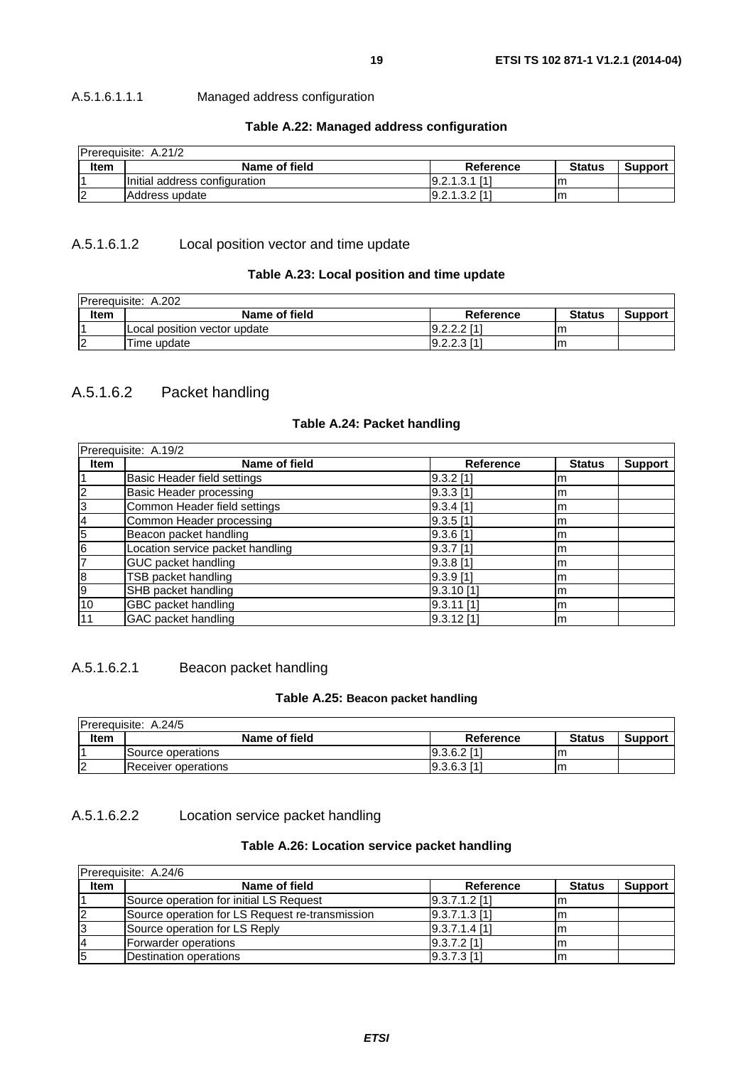A.5.1.6.1.1 Managed address configuration

**Table A.22: Managed address configuration**

| Prerequisite: A.21/2 | | | | |
|---|---|---|---|---|
| **Item** | **Name of field** | **Reference** | **Status** | **Support** |
| 1 | Initial address configuration | 9.2.1.3.1 [1] | m | |
| 2 | Address update | 9.2.1.3.2 [1] | m | |

### A.5.1.6.1.2 Local position vector and time update

**Table A.23: Local position and time update**

| Prerequisite: A.202 | | | | |
|---|---|---|---|---|
| **Item** | **Name of field** | **Reference** | **Status** | **Support** |
| 1 | Local position vector update | 9.2.2.2 [1] | m | |
| 2 | Time update | 9.2.2.3 [1] | m | |

## A.5.1.6.2 Packet handling

**Table A.24: Packet handling**

| Prerequisite: A.19/2 | | | | |
|---|---|---|---|---|
| **Item** | **Name of field** | **Reference** | **Status** | **Support** |
| 1 | Basic Header field settings | 9.3.2 [1] | m | |
| 2 | Basic Header processing | 9.3.3 [1] | m | |
| 3 | Common Header field settings | 9.3.4 [1] | m | |
| 4 | Common Header processing | 9.3.5 [1] | m | |
| 5 | Beacon packet handling | 9.3.6 [1] | m | |
| 6 | Location service packet handling | 9.3.7 [1] | m | |
| 7 | GUC packet handling | 9.3.8 [1] | m | |
| 8 | TSB packet handling | 9.3.9 [1] | m | |
| 9 | SHB packet handling | 9.3.10 [1] | m | |
| 10 | GBC packet handling | 9.3.11 [1] | m | |
| 11 | GAC packet handling | 9.3.12 [1] | m | |

### A.5.1.6.2.1 Beacon packet handling

**Table A.25: Beacon packet handling**

| Prerequisite: A.24/5 | | | | |
|---|---|---|---|---|
| **Item** | **Name of field** | **Reference** | **Status** | **Support** |
| 1 | Source operations | 9.3.6.2 [1] | m | |
| 2 | Receiver operations | 9.3.6.3 [1] | m | |

### A.5.1.6.2.2 Location service packet handling

**Table A.26: Location service packet handling**

| Prerequisite: A.24/6 | | | | |
|---|---|---|---|---|
| **Item** | **Name of field** | **Reference** | **Status** | **Support** |
| 1 | Source operation for initial LS Request | 9.3.7.1.2 [1] | m | |
| 2 | Source operation for LS Request re-transmission | 9.3.7.1.3 [1] | m | |
| 3 | Source operation for LS Reply | 9.3.7.1.4 [1] | m | |
| 4 | Forwarder operations | 9.3.7.2 [1] | m | |
| 5 | Destination operations | 9.3.7.3 [1] | m | |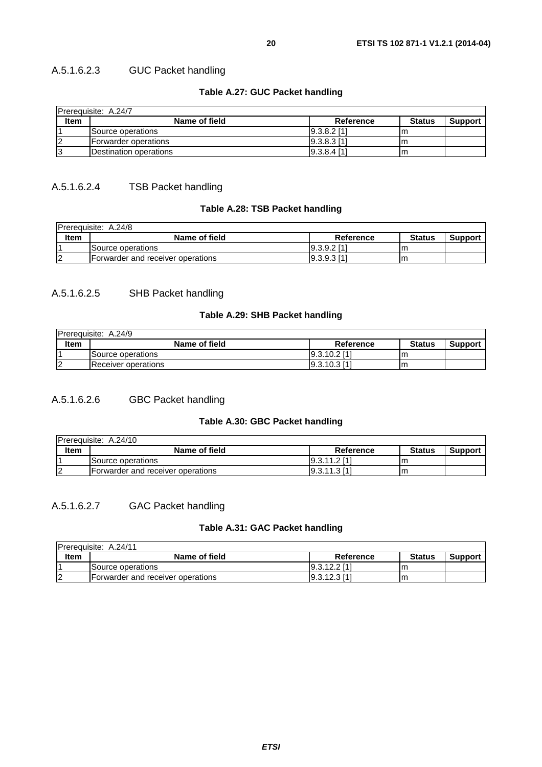#### A.5.1.6.2.3 GUC Packet handling

**Table A.27: GUC Packet handling**

| Prerequisite: A.24/7 | | | | |
|---|---|---|---|---|
| **Item** | **Name of field** | **Reference** | **Status** | **Support** |
| 1 | Source operations | 9.3.8.2 [1] | m | |
| 2 | Forwarder operations | 9.3.8.3 [1] | m | |
| 3 | Destination operations | 9.3.8.4 [1] | m | |

#### A.5.1.6.2.4 TSB Packet handling

**Table A.28: TSB Packet handling**

| Prerequisite: A.24/8 | | | | |
|---|---|---|---|---|
| **Item** | **Name of field** | **Reference** | **Status** | **Support** |
| 1 | Source operations | 9.3.9.2 [1] | m | |
| 2 | Forwarder and receiver operations | 9.3.9.3 [1] | m | |

#### A.5.1.6.2.5 SHB Packet handling

**Table A.29: SHB Packet handling**

| Prerequisite: A.24/9 | | | | |
|---|---|---|---|---|
| **Item** | **Name of field** | **Reference** | **Status** | **Support** |
| 1 | Source operations | 9.3.10.2 [1] | m | |
| 2 | Receiver operations | 9.3.10.3 [1] | m | |

#### A.5.1.6.2.6 GBC Packet handling

**Table A.30: GBC Packet handling**

| Prerequisite: A.24/10 | | | | |
|---|---|---|---|---|
| **Item** | **Name of field** | **Reference** | **Status** | **Support** |
| 1 | Source operations | 9.3.11.2 [1] | m | |
| 2 | Forwarder and receiver operations | 9.3.11.3 [1] | m | |

#### A.5.1.6.2.7 GAC Packet handling

**Table A.31: GAC Packet handling**

| Prerequisite: A.24/11 | | | | |
|---|---|---|---|---|
| **Item** | **Name of field** | **Reference** | **Status** | **Support** |
| 1 | Source operations | 9.3.12.2 [1] | m | |
| 2 | Forwarder and receiver operations | 9.3.12.3 [1] | m | |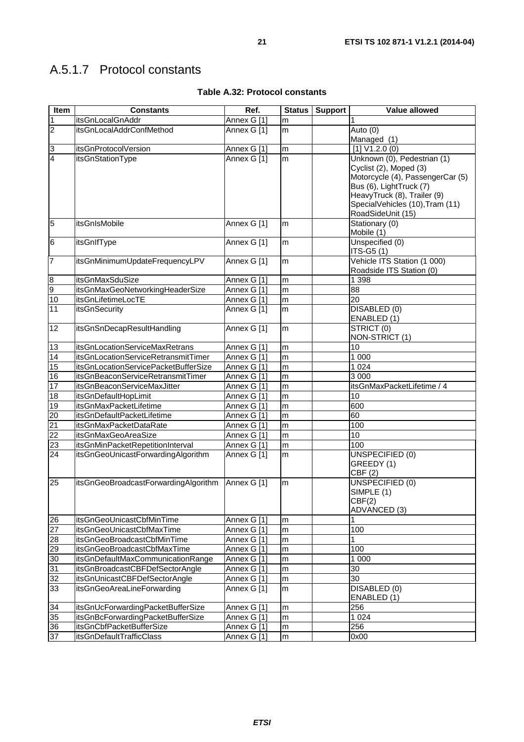## A.5.1.7 Protocol constants

**Table A.32: Protocol constants**

| Item | Constants | Ref. | Status | Support | Value allowed |
|---|---|---|---|---|---|
| 1 | itsGnLocalGnAddr | Annex G [1] | m | | 1 |
| 2 | itsGnLocalAddrConfMethod | Annex G [1] | m | | Auto (0)<br>Managed (1) |
| 3 | itsGnProtocolVersion | Annex G [1] | m | | [1] V1.2.0 (0) |
| 4 | itsGnStationType | Annex G [1] | m | | Unknown (0), Pedestrian (1)<br>Cyclist (2), Moped (3)<br>Motorcycle (4), PassengerCar (5)<br>Bus (6), LightTruck (7)<br>HeavyTruck (8), Trailer (9)<br>SpecialVehicles (10),Tram (11)<br>RoadSideUnit (15) |
| 5 | itsGnIsMobile | Annex G [1] | m | | Stationary (0)<br>Mobile (1) |
| 6 | itsGnIfType | Annex G [1] | m | | Unspecified (0)<br>ITS-G5 (1) |
| 7 | itsGnMinimumUpdateFrequencyLPV | Annex G [1] | m | | Vehicle ITS Station (1 000)<br>Roadside ITS Station (0) |
| 8 | itsGnMaxSduSize | Annex G [1] | m | | 1 398 |
| 9 | itsGnMaxGeoNetworkingHeaderSize | Annex G [1] | m | | 88 |
| 10 | itsGnLifetimeLocTE | Annex G [1] | m | | 20 |
| 11 | itsGnSecurity | Annex G [1] | m | | DISABLED (0)<br>ENABLED (1) |
| 12 | itsGnSnDecapResultHandling | Annex G [1] | m | | STRICT (0)<br>NON-STRICT (1) |
| 13 | itsGnLocationServiceMaxRetrans | Annex G [1] | m | | 10 |
| 14 | itsGnLocationServiceRetransmitTimer | Annex G [1] | m | | 1 000 |
| 15 | itsGnLocationServicePacketBufferSize | Annex G [1] | m | | 1 024 |
| 16 | itsGnBeaconServiceRetransmitTimer | Annex G [1] | m | | 3 000 |
| 17 | itsGnBeaconServiceMaxJitter | Annex G [1] | m | | itsGnMaxPacketLifetime / 4 |
| 18 | itsGnDefaultHopLimit | Annex G [1] | m | | 10 |
| 19 | itsGnMaxPacketLifetime | Annex G [1] | m | | 600 |
| 20 | itsGnDefaultPacketLifetime | Annex G [1] | m | | 60 |
| 21 | itsGnMaxPacketDataRate | Annex G [1] | m | | 100 |
| 22 | itsGnMaxGeoAreaSize | Annex G [1] | m | | 10 |
| 23 | itsGnMinPacketRepetitionInterval | Annex G [1] | m | | 100 |
| 24 | itsGnGeoUnicastForwardingAlgorithm | Annex G [1] | m | | UNSPECIFIED (0)<br>GREEDY (1)<br>CBF (2) |
| 25 | itsGnGeoBroadcastForwardingAlgorithm | Annex G [1] | m | | UNSPECIFIED (0)<br>SIMPLE (1)<br>CBF(2)<br>ADVANCED (3) |
| 26 | itsGnGeoUnicastCbfMinTime | Annex G [1] | m | | 1 |
| 27 | itsGnGeoUnicastCbfMaxTime | Annex G [1] | m | | 100 |
| 28 | itsGnGeoBroadcastCbfMinTime | Annex G [1] | m | | 1 |
| 29 | itsGnGeoBroadcastCbfMaxTime | Annex G [1] | m | | 100 |
| 30 | itsGnDefaultMaxCommunicationRange | Annex G [1] | m | | 1 000 |
| 31 | itsGnBroadcastCBFDefSectorAngle | Annex G [1] | m | | 30 |
| 32 | itsGnUnicastCBFDefSectorAngle | Annex G [1] | m | | 30 |
| 33 | itsGnGeoAreaLineForwarding | Annex G [1] | m | | DISABLED (0)<br>ENABLED (1) |
| 34 | itsGnUcForwardingPacketBufferSize | Annex G [1] | m | | 256 |
| 35 | itsGnBcForwardingPacketBufferSize | Annex G [1] | m | | 1 024 |
| 36 | itsGnCbfPacketBufferSize | Annex G [1] | m | | 256 |
| 37 | itsGnDefaultTrafficClass | Annex G [1] | m | | 0x00 |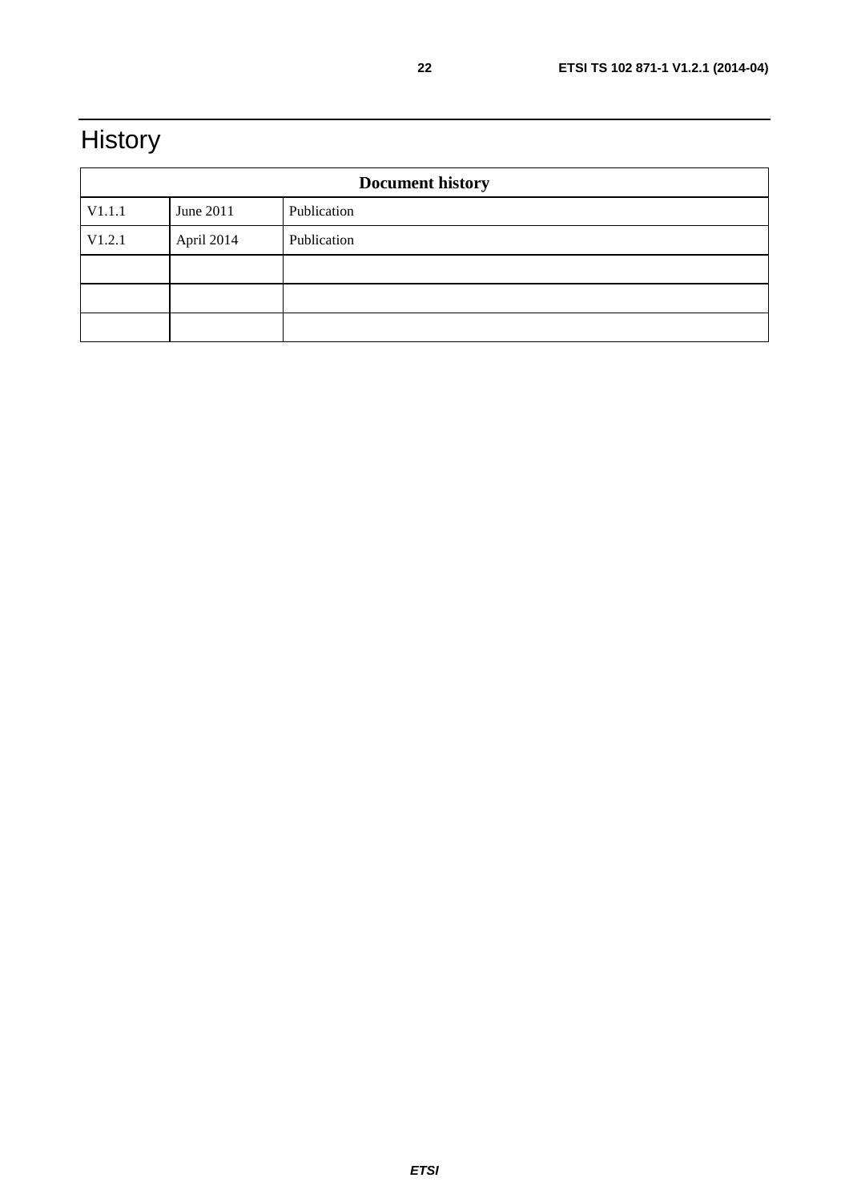# History

| Document history | | |
|---|---|---|
| V1.1.1 | June 2011 | Publication |
| V1.2.1 | April 2014 | Publication |
| | | |
| | | |
| | | |